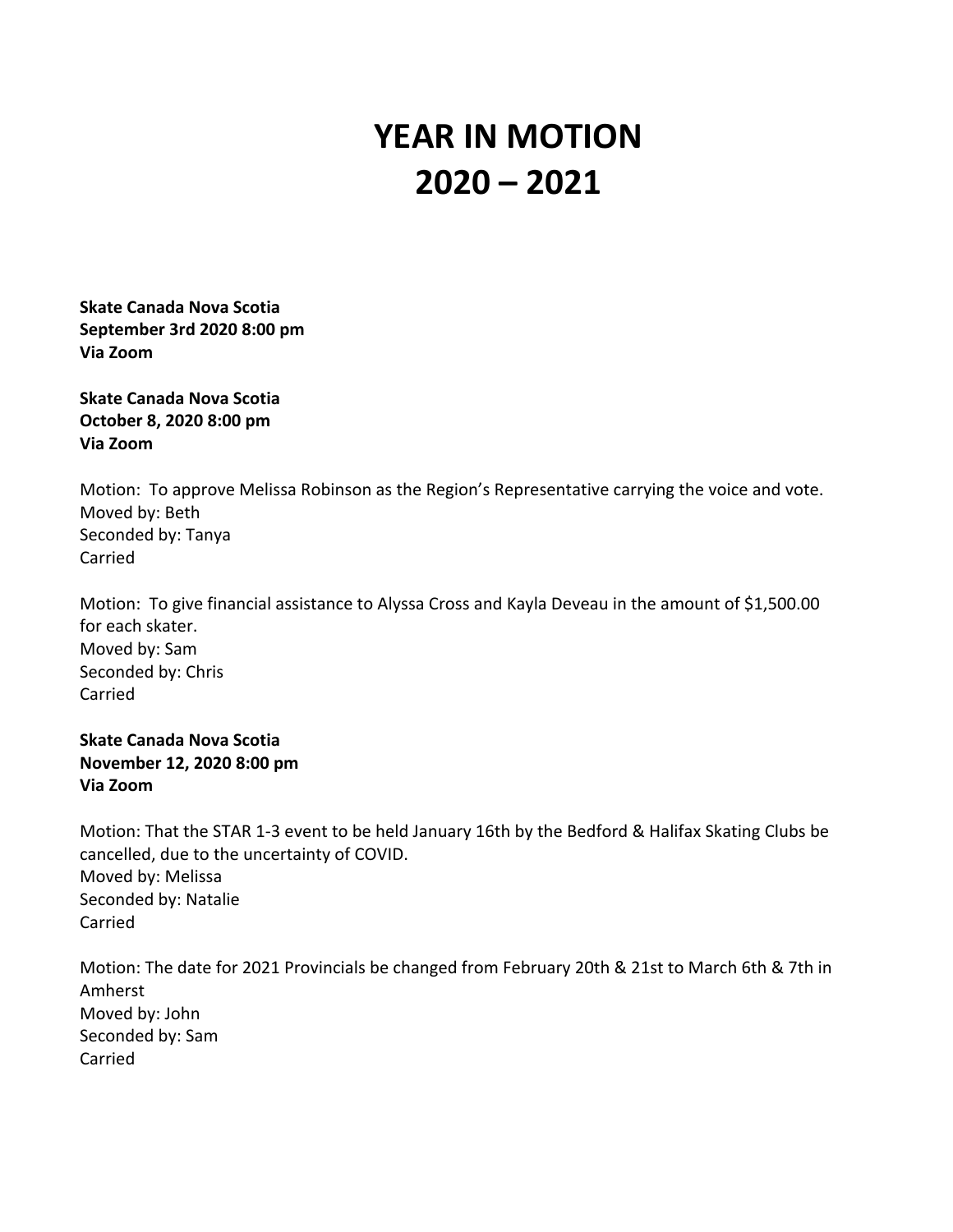# YEAR IN MOTION
# 2020 – 2021

**Skate Canada Nova Scotia**
**September 3rd 2020 8:00 pm**
**Via Zoom**

**Skate Canada Nova Scotia**
**October 8, 2020 8:00 pm**
**Via Zoom**

Motion: To approve Melissa Robinson as the Region's Representative carrying the voice and vote.
Moved by: Beth
Seconded by: Tanya
Carried

Motion: To give financial assistance to Alyssa Cross and Kayla Deveau in the amount of $1,500.00 for each skater.
Moved by: Sam
Seconded by: Chris
Carried

**Skate Canada Nova Scotia**
**November 12, 2020 8:00 pm**
**Via Zoom**

Motion: That the STAR 1-3 event to be held January 16th by the Bedford & Halifax Skating Clubs be cancelled, due to the uncertainty of COVID.
Moved by: Melissa
Seconded by: Natalie
Carried

Motion: The date for 2021 Provincials be changed from February 20th & 21st to March 6th & 7th in Amherst
Moved by: John
Seconded by: Sam
Carried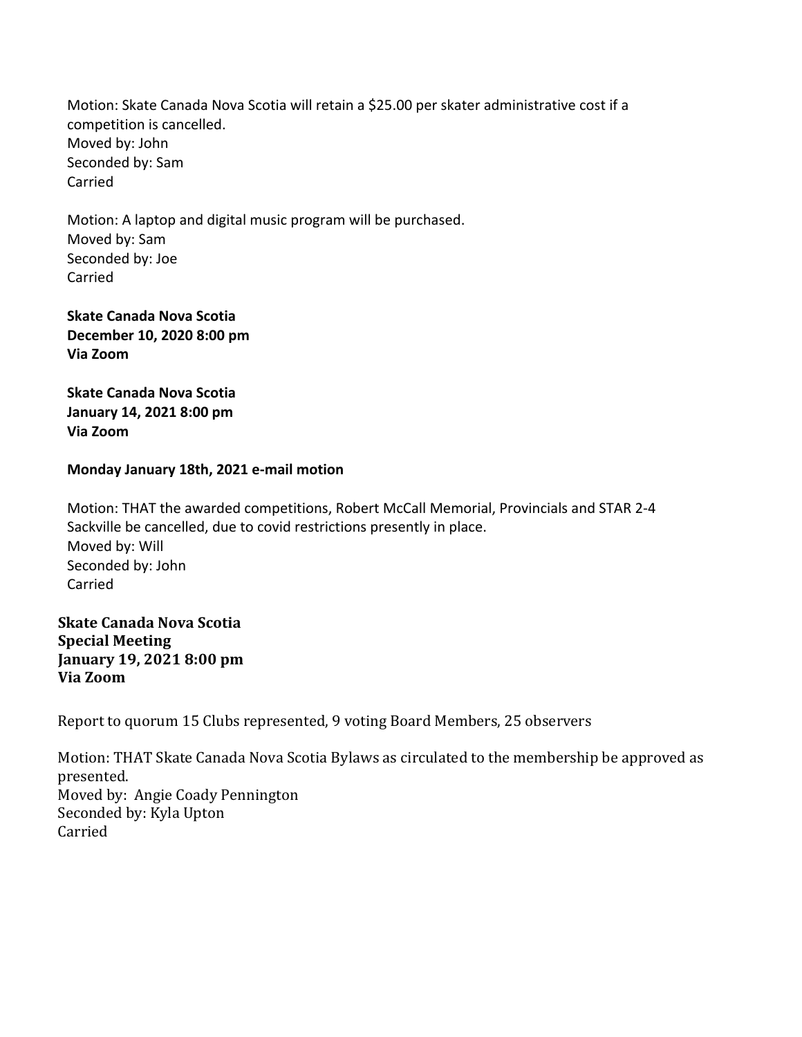Motion: Skate Canada Nova Scotia will retain a $25.00 per skater administrative cost if a competition is cancelled.
Moved by: John
Seconded by: Sam
Carried

Motion: A laptop and digital music program will be purchased.
Moved by: Sam
Seconded by: Joe
Carried

**Skate Canada Nova Scotia**
**December 10, 2020 8:00 pm**
**Via Zoom**

**Skate Canada Nova Scotia**
**January 14, 2021 8:00 pm**
**Via Zoom**

**Monday January 18th, 2021 e-mail motion**

Motion: THAT the awarded competitions, Robert McCall Memorial, Provincials and STAR 2-4 Sackville be cancelled, due to covid restrictions presently in place.
Moved by: Will
Seconded by: John
Carried

**Skate Canada Nova Scotia**
**Special Meeting**
**January 19, 2021 8:00 pm**
**Via Zoom**

Report to quorum 15 Clubs represented, 9 voting Board Members, 25 observers

Motion: THAT Skate Canada Nova Scotia Bylaws as circulated to the membership be approved as presented.
Moved by: Angie Coady Pennington
Seconded by: Kyla Upton
Carried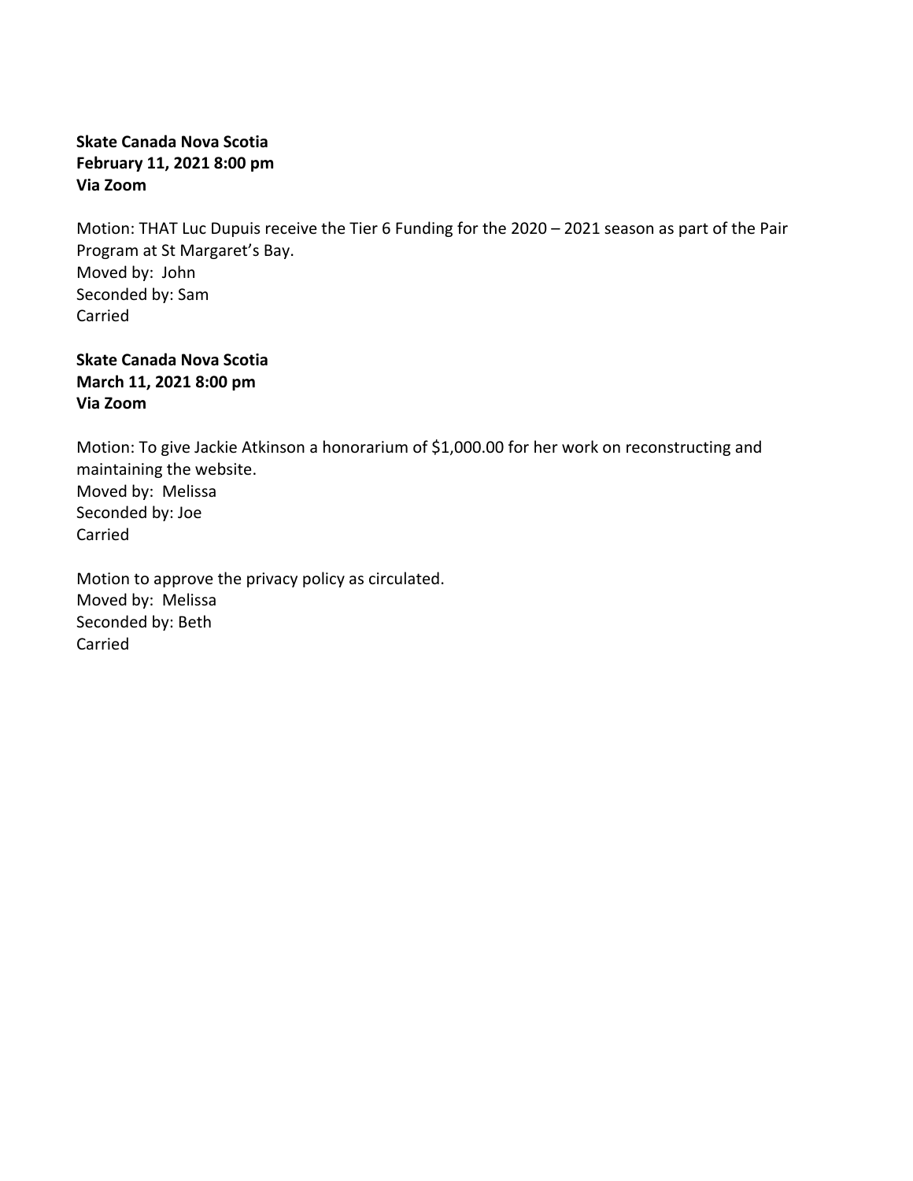**Skate Canada Nova Scotia**
**February 11, 2021 8:00 pm**
**Via Zoom**

Motion: THAT Luc Dupuis receive the Tier 6 Funding for the 2020 – 2021 season as part of the Pair Program at St Margaret's Bay.
Moved by: John
Seconded by: Sam
Carried

**Skate Canada Nova Scotia**
**March 11, 2021 8:00 pm**
**Via Zoom**

Motion: To give Jackie Atkinson a honorarium of $1,000.00 for her work on reconstructing and maintaining the website.
Moved by: Melissa
Seconded by: Joe
Carried

Motion to approve the privacy policy as circulated.
Moved by: Melissa
Seconded by: Beth
Carried